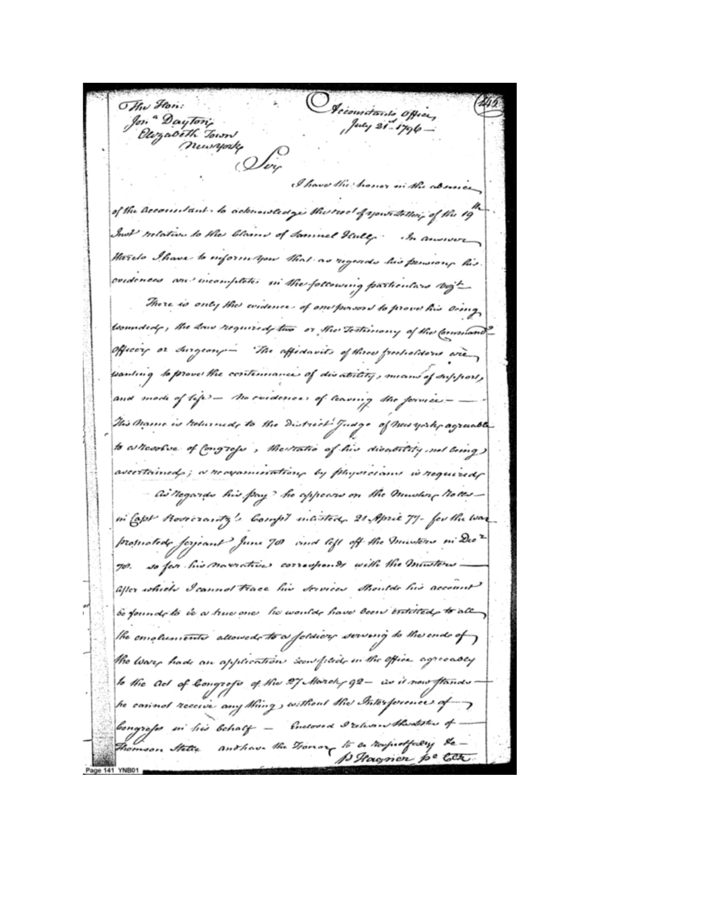The Hon:
Jon.a Dayton,
Elizabeth Town
New York

Accountants Office,
July 21st 1796 —

Sir

I have the honor in the absence of the Accountant to acknowledge the rec.t of your letter of the 19th Inst relative to the Claim of Samuel Scully. In answer thereto I have to inform you that as regards his pension his evidences are incomplete in the following particulars viz.t

There is only the evidence of one person to prove his being wounded, the Law required two or the Testimony of the Commanding Officer or Surgeon — The affidavits of three freeholders are wanting to prove the continuance of disability, means of support, and mode of life — No evidence of leaving the service — His Name is returned to the District Judge of New York agreeable to a Resolve of Congress, the ratio of his disability not being ascertained; a reexamination by physicians is required

As Regards his pay he appears on the Muster Rolls in Capt Rosecrantz's Comp.y inlisted 21 April 77 — for the war promoted Serjeant June 78 and left off the Musters in Dec.r 78. so far his narrative corresponds with the Musters — after which I cannot trace his services. Should his account be found to be a true one he would have been entitled to all the emoluments allowed to a Soldier serving to the end of the War, had an application been filed in the Office agreeably to the Act of Congress of the 27 March 92 — as it now stands he cannot receive any thing, without the Interference of Congress in his behalf — Enclosed I return the letter of Thomson Stille and have the Honor to be respectfully &c —

P Wagner p.c Clk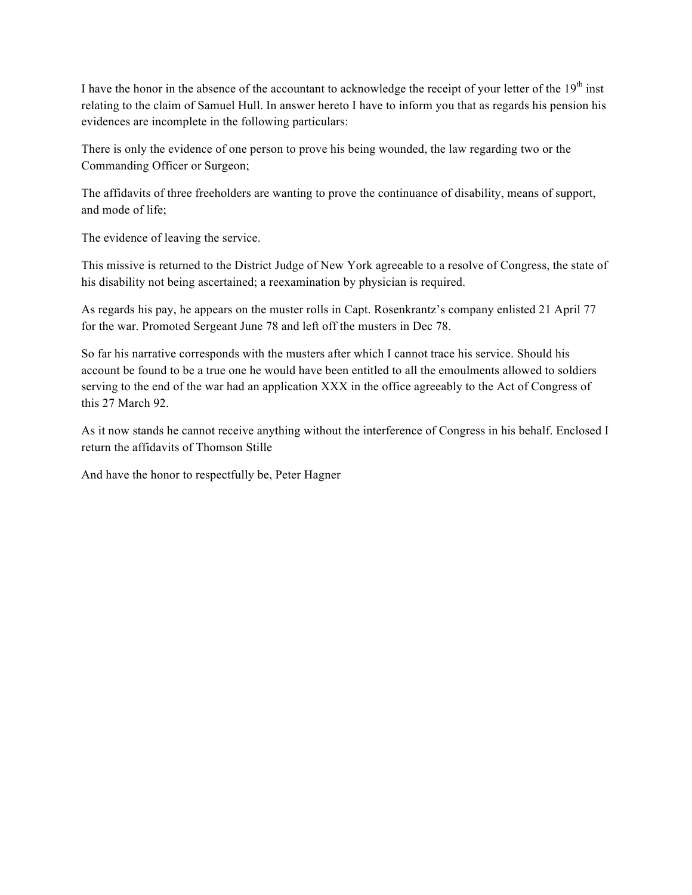I have the honor in the absence of the accountant to acknowledge the receipt of your letter of the 19th inst relating to the claim of Samuel Hull. In answer hereto I have to inform you that as regards his pension his evidences are incomplete in the following particulars:

There is only the evidence of one person to prove his being wounded, the law regarding two or the Commanding Officer or Surgeon;

The affidavits of three freeholders are wanting to prove the continuance of disability, means of support, and mode of life;

The evidence of leaving the service.

This missive is returned to the District Judge of New York agreeable to a resolve of Congress, the state of his disability not being ascertained; a reexamination by physician is required.

As regards his pay, he appears on the muster rolls in Capt. Rosenkrantz's company enlisted 21 April 77 for the war. Promoted Sergeant June 78 and left off the musters in Dec 78.

So far his narrative corresponds with the musters after which I cannot trace his service. Should his account be found to be a true one he would have been entitled to all the emoulments allowed to soldiers serving to the end of the war had an application XXX in the office agreeably to the Act of Congress of this 27 March 92.

As it now stands he cannot receive anything without the interference of Congress in his behalf. Enclosed I return the affidavits of Thomson Stille

And have the honor to respectfully be, Peter Hagner